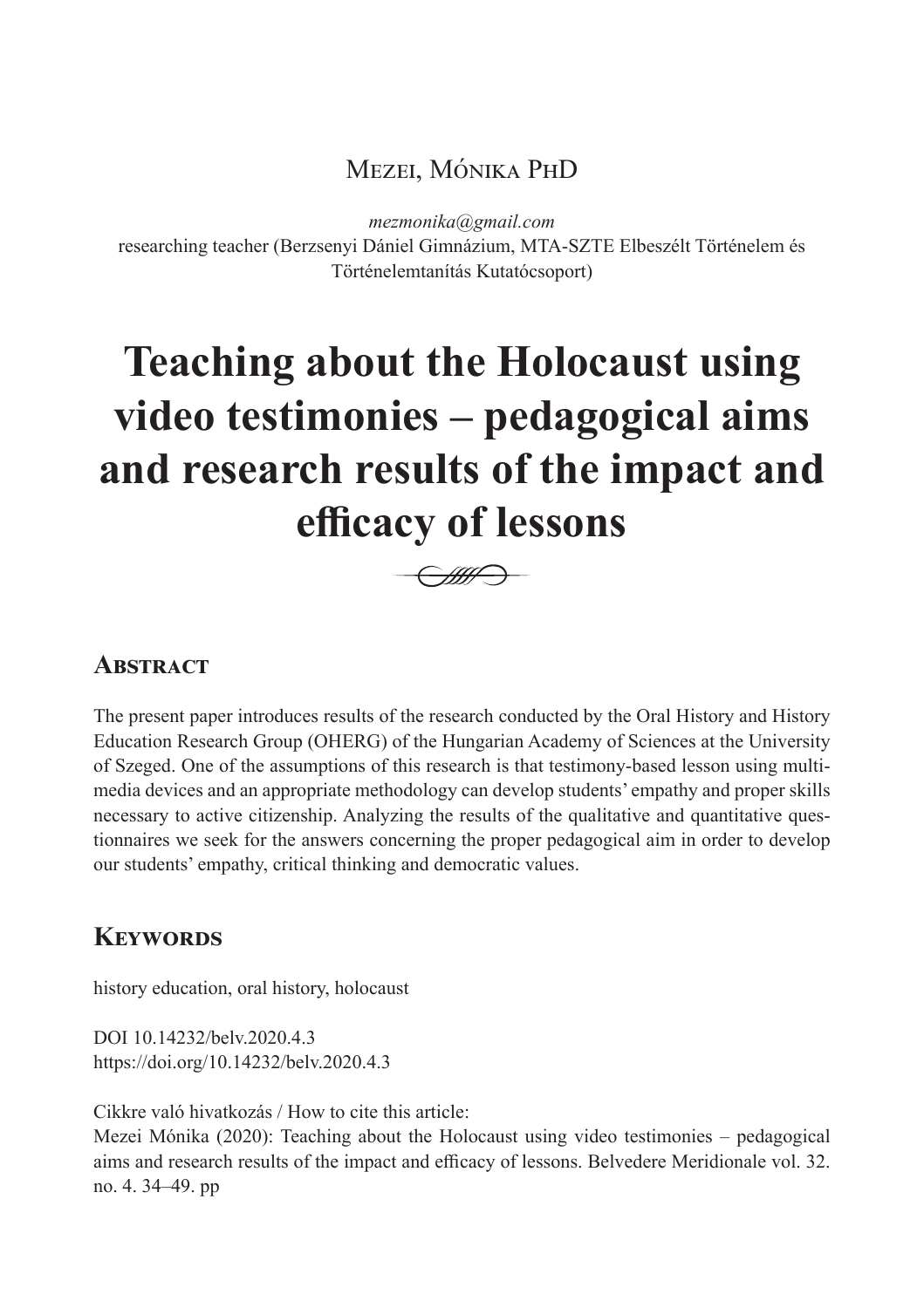Mezei, Mónika PhD

*mezmonika@gmail.com*
researching teacher (Berzsenyi Dániel Gimnázium, MTA-SZTE Elbeszélt Történelem és Történelemtanítás Kutatócsoport)

# Teaching about the Holocaust using video testimonies – pedagogical aims and research results of the impact and efficacy of lessons

## Abstract

The present paper introduces results of the research conducted by the Oral History and History Education Research Group (OHERG) of the Hungarian Academy of Sciences at the University of Szeged. One of the assumptions of this research is that testimony-based lesson using multimedia devices and an appropriate methodology can develop students' empathy and proper skills necessary to active citizenship. Analyzing the results of the qualitative and quantitative questionnaires we seek for the answers concerning the proper pedagogical aim in order to develop our students' empathy, critical thinking and democratic values.

## Keywords

history education, oral history, holocaust

DOI 10.14232/belv.2020.4.3
https://doi.org/10.14232/belv.2020.4.3

Cikkre való hivatkozás / How to cite this article:
Mezei Mónika (2020): Teaching about the Holocaust using video testimonies – pedagogical aims and research results of the impact and efficacy of lessons. Belvedere Meridionale vol. 32. no. 4. 34–49. pp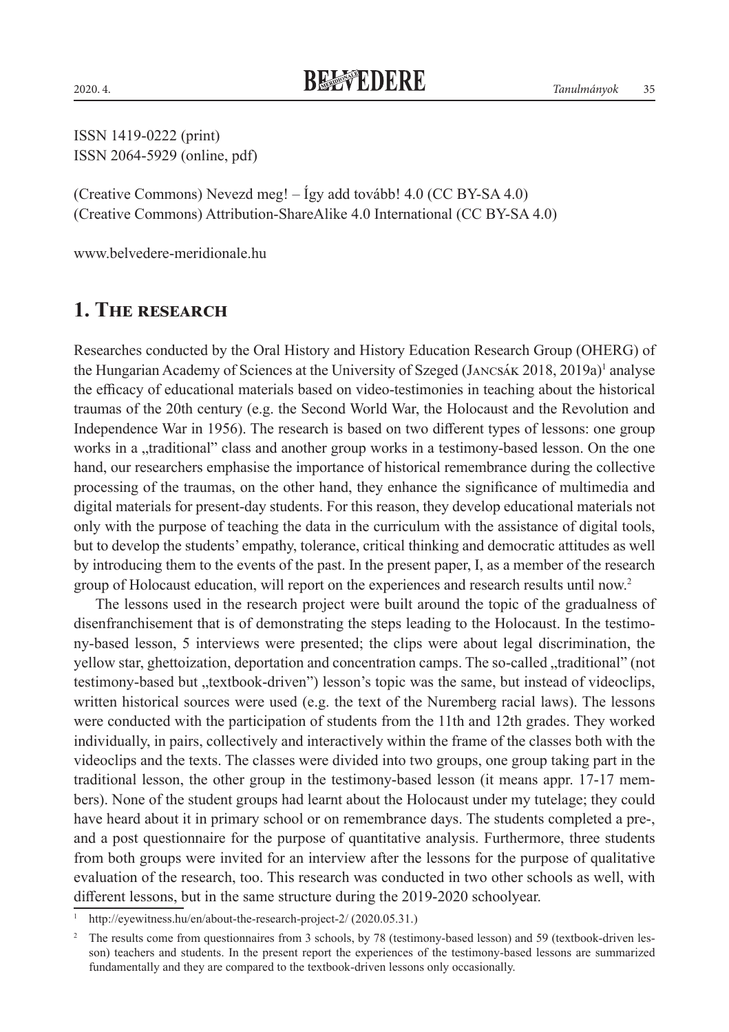ISSN 1419-0222 (print)
ISSN 2064-5929 (online, pdf)

(Creative Commons) Nevezd meg! – Így add tovább! 4.0 (CC BY-SA 4.0)
(Creative Commons) Attribution-ShareAlike 4.0 International (CC BY-SA 4.0)

www.belvedere-meridionale.hu

## 1. The research

Researches conducted by the Oral History and History Education Research Group (OHERG) of the Hungarian Academy of Sciences at the University of Szeged (Jancsák 2018, 2019a)[1] analyse the efficacy of educational materials based on video-testimonies in teaching about the historical traumas of the 20th century (e.g. the Second World War, the Holocaust and the Revolution and Independence War in 1956). The research is based on two different types of lessons: one group works in a „traditional" class and another group works in a testimony-based lesson. On the one hand, our researchers emphasise the importance of historical remembrance during the collective processing of the traumas, on the other hand, they enhance the significance of multimedia and digital materials for present-day students. For this reason, they develop educational materials not only with the purpose of teaching the data in the curriculum with the assistance of digital tools, but to develop the students' empathy, tolerance, critical thinking and democratic attitudes as well by introducing them to the events of the past. In the present paper, I, as a member of the research group of Holocaust education, will report on the experiences and research results until now.[2]

The lessons used in the research project were built around the topic of the gradualness of disenfranchisement that is of demonstrating the steps leading to the Holocaust. In the testimony-based lesson, 5 interviews were presented; the clips were about legal discrimination, the yellow star, ghettoization, deportation and concentration camps. The so-called „traditional" (not testimony-based but „textbook-driven") lesson's topic was the same, but instead of videoclips, written historical sources were used (e.g. the text of the Nuremberg racial laws). The lessons were conducted with the participation of students from the 11th and 12th grades. They worked individually, in pairs, collectively and interactively within the frame of the classes both with the videoclips and the texts. The classes were divided into two groups, one group taking part in the traditional lesson, the other group in the testimony-based lesson (it means appr. 17-17 members). None of the student groups had learnt about the Holocaust under my tutelage; they could have heard about it in primary school or on remembrance days. The students completed a pre-, and a post questionnaire for the purpose of quantitative analysis. Furthermore, three students from both groups were invited for an interview after the lessons for the purpose of qualitative evaluation of the research, too. This research was conducted in two other schools as well, with different lessons, but in the same structure during the 2019-2020 schoolyear.

[1] http://eyewitness.hu/en/about-the-research-project-2/ (2020.05.31.)

[2] The results come from questionnaires from 3 schools, by 78 (testimony-based lesson) and 59 (textbook-driven lesson) teachers and students. In the present report the experiences of the testimony-based lessons are summarized fundamentally and they are compared to the textbook-driven lessons only occasionally.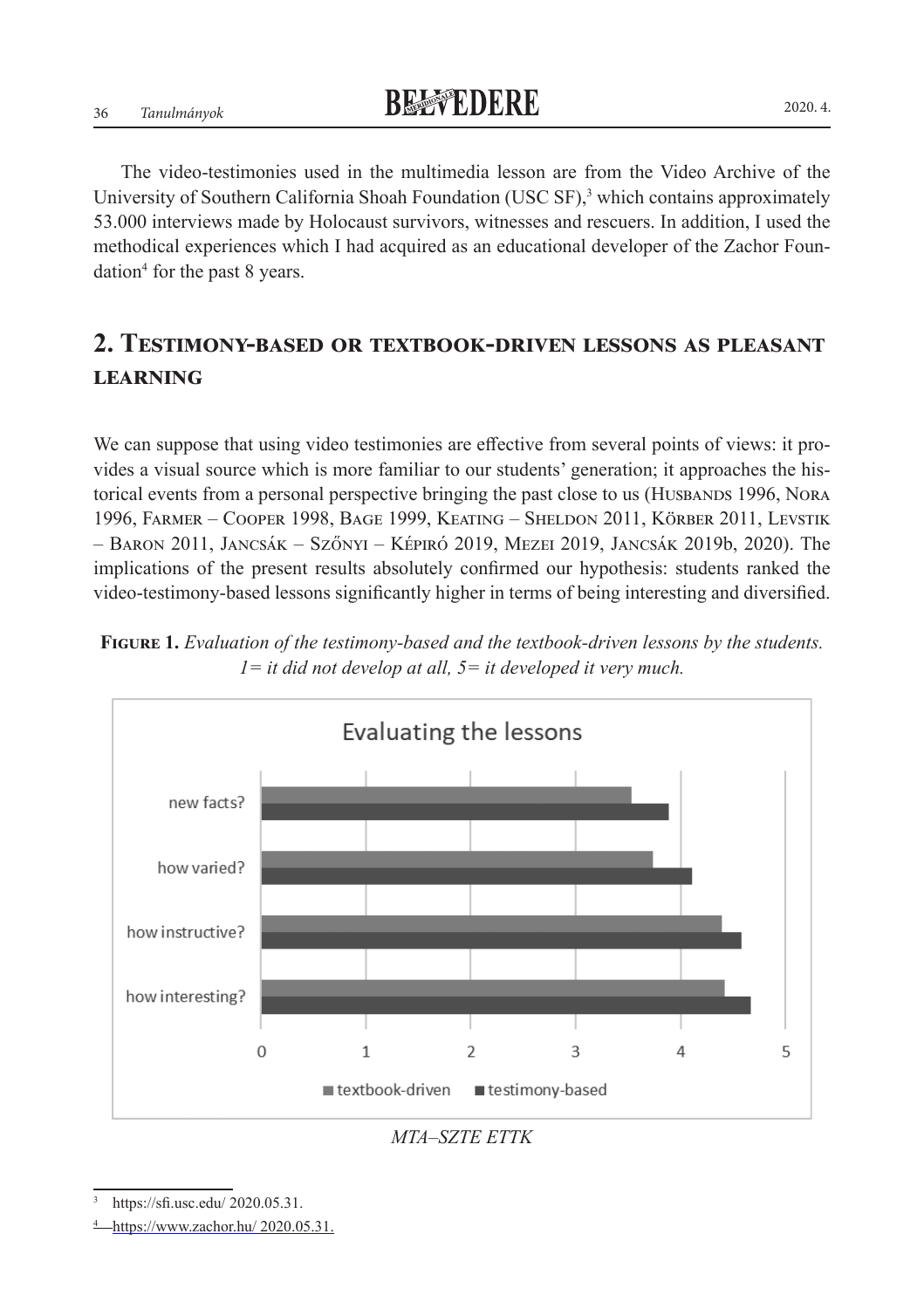The video-testimonies used in the multimedia lesson are from the Video Archive of the University of Southern California Shoah Foundation (USC SF),[3] which contains approximately 53.000 interviews made by Holocaust survivors, witnesses and rescuers. In addition, I used the methodical experiences which I had acquired as an educational developer of the Zachor Foundation[4] for the past 8 years.

## 2. Testimony-based or textbook-driven lessons as pleasant learning

We can suppose that using video testimonies are effective from several points of views: it provides a visual source which is more familiar to our students' generation; it approaches the historical events from a personal perspective bringing the past close to us (Husbands 1996, Nora 1996, Farmer – Cooper 1998, Bage 1999, Keating – Sheldon 2011, Körber 2011, Levstik – Baron 2011, Jancsák – Szőnyi – Képiró 2019, Mezei 2019, Jancsák 2019b, 2020). The implications of the present results absolutely confirmed our hypothesis: students ranked the video-testimony-based lessons significantly higher in terms of being interesting and diversified.

**Figure 1.** *Evaluation of the testimony-based and the textbook-driven lessons by the students. 1= it did not develop at all, 5= it developed it very much.*

Evaluating the lessons

*MTA–SZTE ETTK*

[3] https://sfi.usc.edu/ 2020.05.31.

[4] https://www.zachor.hu/ 2020.05.31.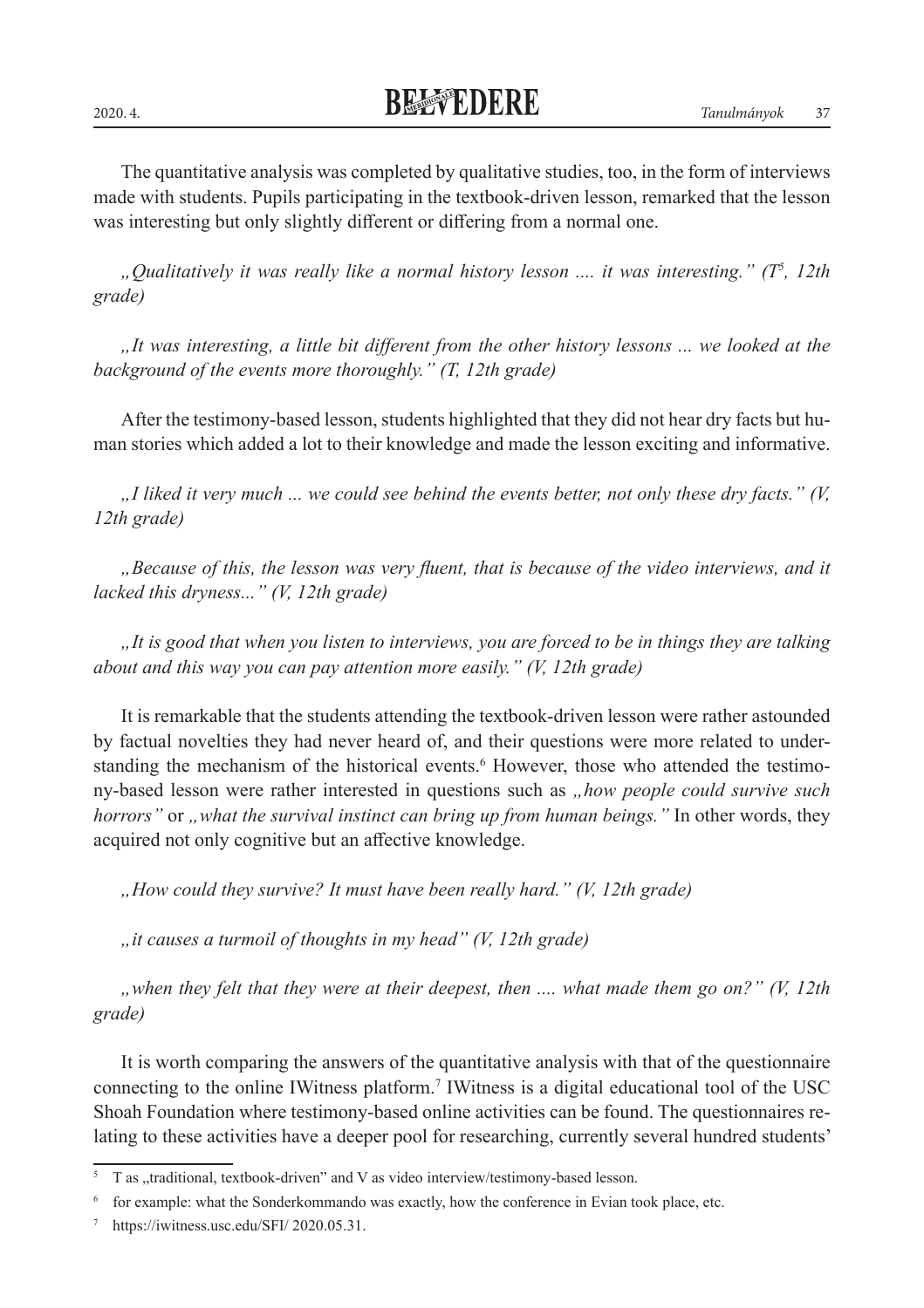The quantitative analysis was completed by qualitative studies, too, in the form of interviews made with students. Pupils participating in the textbook-driven lesson, remarked that the lesson was interesting but only slightly different or differing from a normal one.

*„Qualitatively it was really like a normal history lesson .... it was interesting." (T*[5]*, 12th grade)*

*„It was interesting, a little bit different from the other history lessons ... we looked at the background of the events more thoroughly." (T, 12th grade)*

After the testimony-based lesson, students highlighted that they did not hear dry facts but human stories which added a lot to their knowledge and made the lesson exciting and informative.

*„I liked it very much ... we could see behind the events better, not only these dry facts." (V, 12th grade)*

*„Because of this, the lesson was very fluent, that is because of the video interviews, and it lacked this dryness..." (V, 12th grade)*

*„It is good that when you listen to interviews, you are forced to be in things they are talking about and this way you can pay attention more easily." (V, 12th grade)*

It is remarkable that the students attending the textbook-driven lesson were rather astounded by factual novelties they had never heard of, and their questions were more related to understanding the mechanism of the historical events.[6] However, those who attended the testimony-based lesson were rather interested in questions such as *„how people could survive such horrors"* or *„what the survival instinct can bring up from human beings."* In other words, they acquired not only cognitive but an affective knowledge.

*„How could they survive? It must have been really hard." (V, 12th grade)*

*„it causes a turmoil of thoughts in my head" (V, 12th grade)*

*„when they felt that they were at their deepest, then .... what made them go on?" (V, 12th grade)*

It is worth comparing the answers of the quantitative analysis with that of the questionnaire connecting to the online IWitness platform.[7] IWitness is a digital educational tool of the USC Shoah Foundation where testimony-based online activities can be found. The questionnaires relating to these activities have a deeper pool for researching, currently several hundred students'

---

[5] T as „traditional, textbook-driven" and V as video interview/testimony-based lesson.

[6] for example: what the Sonderkommando was exactly, how the conference in Evian took place, etc.

[7] https://iwitness.usc.edu/SFI/ 2020.05.31.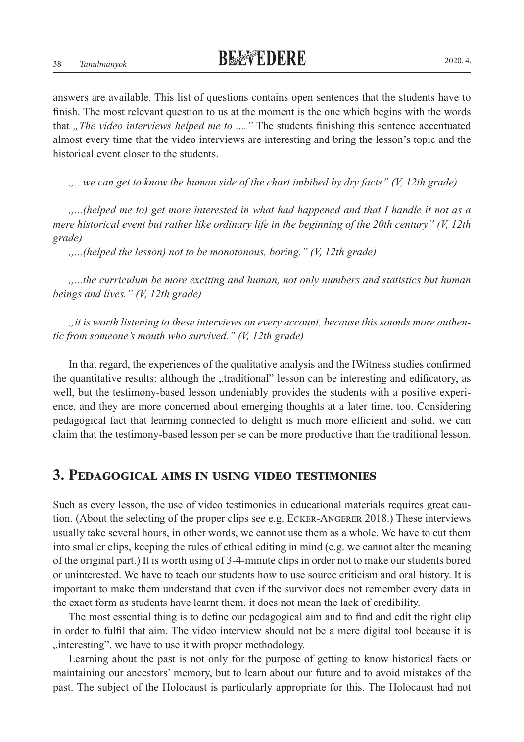answers are available. This list of questions contains open sentences that the students have to finish. The most relevant question to us at the moment is the one which begins with the words that *„The video interviews helped me to ....”* The students finishing this sentence accentuated almost every time that the video interviews are interesting and bring the lesson's topic and the historical event closer to the students.

*„...we can get to know the human side of the chart imbibed by dry facts” (V, 12th grade)*

*„...(helped me to) get more interested in what had happened and that I handle it not as a mere historical event but rather like ordinary life in the beginning of the 20th century” (V, 12th grade)*

*„...(helped the lesson) not to be monotonous, boring.” (V, 12th grade)*

*„...the curriculum be more exciting and human, not only numbers and statistics but human beings and lives.” (V, 12th grade)*

*„it is worth listening to these interviews on every account, because this sounds more authentic from someone's mouth who survived.” (V, 12th grade)*

In that regard, the experiences of the qualitative analysis and the IWitness studies confirmed the quantitative results: although the „traditional” lesson can be interesting and edificatory, as well, but the testimony-based lesson undeniably provides the students with a positive experience, and they are more concerned about emerging thoughts at a later time, too. Considering pedagogical fact that learning connected to delight is much more efficient and solid, we can claim that the testimony-based lesson per se can be more productive than the traditional lesson.

## 3. Pedagogical aims in using video testimonies

Such as every lesson, the use of video testimonies in educational materials requires great caution. (About the selecting of the proper clips see e.g. Ecker-Angerer 2018.) These interviews usually take several hours, in other words, we cannot use them as a whole. We have to cut them into smaller clips, keeping the rules of ethical editing in mind (e.g. we cannot alter the meaning of the original part.) It is worth using of 3-4-minute clips in order not to make our students bored or uninterested. We have to teach our students how to use source criticism and oral history. It is important to make them understand that even if the survivor does not remember every data in the exact form as students have learnt them, it does not mean the lack of credibility.

The most essential thing is to define our pedagogical aim and to find and edit the right clip in order to fulfil that aim. The video interview should not be a mere digital tool because it is „interesting”, we have to use it with proper methodology.

Learning about the past is not only for the purpose of getting to know historical facts or maintaining our ancestors' memory, but to learn about our future and to avoid mistakes of the past. The subject of the Holocaust is particularly appropriate for this. The Holocaust had not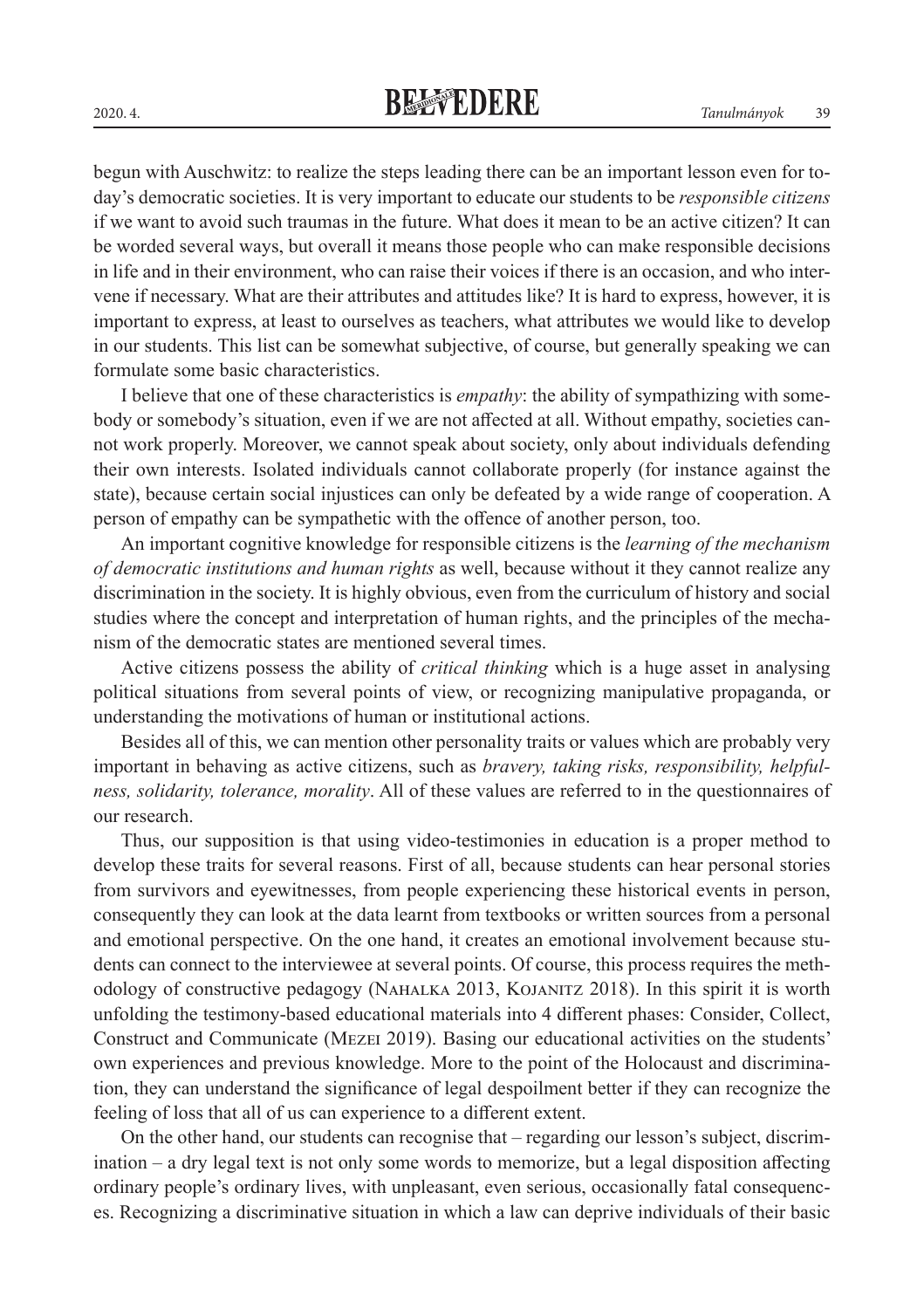begun with Auschwitz: to realize the steps leading there can be an important lesson even for today's democratic societies. It is very important to educate our students to be *responsible citizens* if we want to avoid such traumas in the future. What does it mean to be an active citizen? It can be worded several ways, but overall it means those people who can make responsible decisions in life and in their environment, who can raise their voices if there is an occasion, and who intervene if necessary. What are their attributes and attitudes like? It is hard to express, however, it is important to express, at least to ourselves as teachers, what attributes we would like to develop in our students. This list can be somewhat subjective, of course, but generally speaking we can formulate some basic characteristics.

I believe that one of these characteristics is *empathy*: the ability of sympathizing with somebody or somebody's situation, even if we are not affected at all. Without empathy, societies cannot work properly. Moreover, we cannot speak about society, only about individuals defending their own interests. Isolated individuals cannot collaborate properly (for instance against the state), because certain social injustices can only be defeated by a wide range of cooperation. A person of empathy can be sympathetic with the offence of another person, too.

An important cognitive knowledge for responsible citizens is the *learning of the mechanism of democratic institutions and human rights* as well, because without it they cannot realize any discrimination in the society. It is highly obvious, even from the curriculum of history and social studies where the concept and interpretation of human rights, and the principles of the mechanism of the democratic states are mentioned several times.

Active citizens possess the ability of *critical thinking* which is a huge asset in analysing political situations from several points of view, or recognizing manipulative propaganda, or understanding the motivations of human or institutional actions.

Besides all of this, we can mention other personality traits or values which are probably very important in behaving as active citizens, such as *bravery, taking risks, responsibility, helpfulness, solidarity, tolerance, morality*. All of these values are referred to in the questionnaires of our research.

Thus, our supposition is that using video-testimonies in education is a proper method to develop these traits for several reasons. First of all, because students can hear personal stories from survivors and eyewitnesses, from people experiencing these historical events in person, consequently they can look at the data learnt from textbooks or written sources from a personal and emotional perspective. On the one hand, it creates an emotional involvement because students can connect to the interviewee at several points. Of course, this process requires the methodology of constructive pedagogy (Nahalka 2013, Kojanitz 2018). In this spirit it is worth unfolding the testimony-based educational materials into 4 different phases: Consider, Collect, Construct and Communicate (Mezei 2019). Basing our educational activities on the students' own experiences and previous knowledge. More to the point of the Holocaust and discrimination, they can understand the significance of legal despoilment better if they can recognize the feeling of loss that all of us can experience to a different extent.

On the other hand, our students can recognise that – regarding our lesson's subject, discrimination – a dry legal text is not only some words to memorize, but a legal disposition affecting ordinary people's ordinary lives, with unpleasant, even serious, occasionally fatal consequences. Recognizing a discriminative situation in which a law can deprive individuals of their basic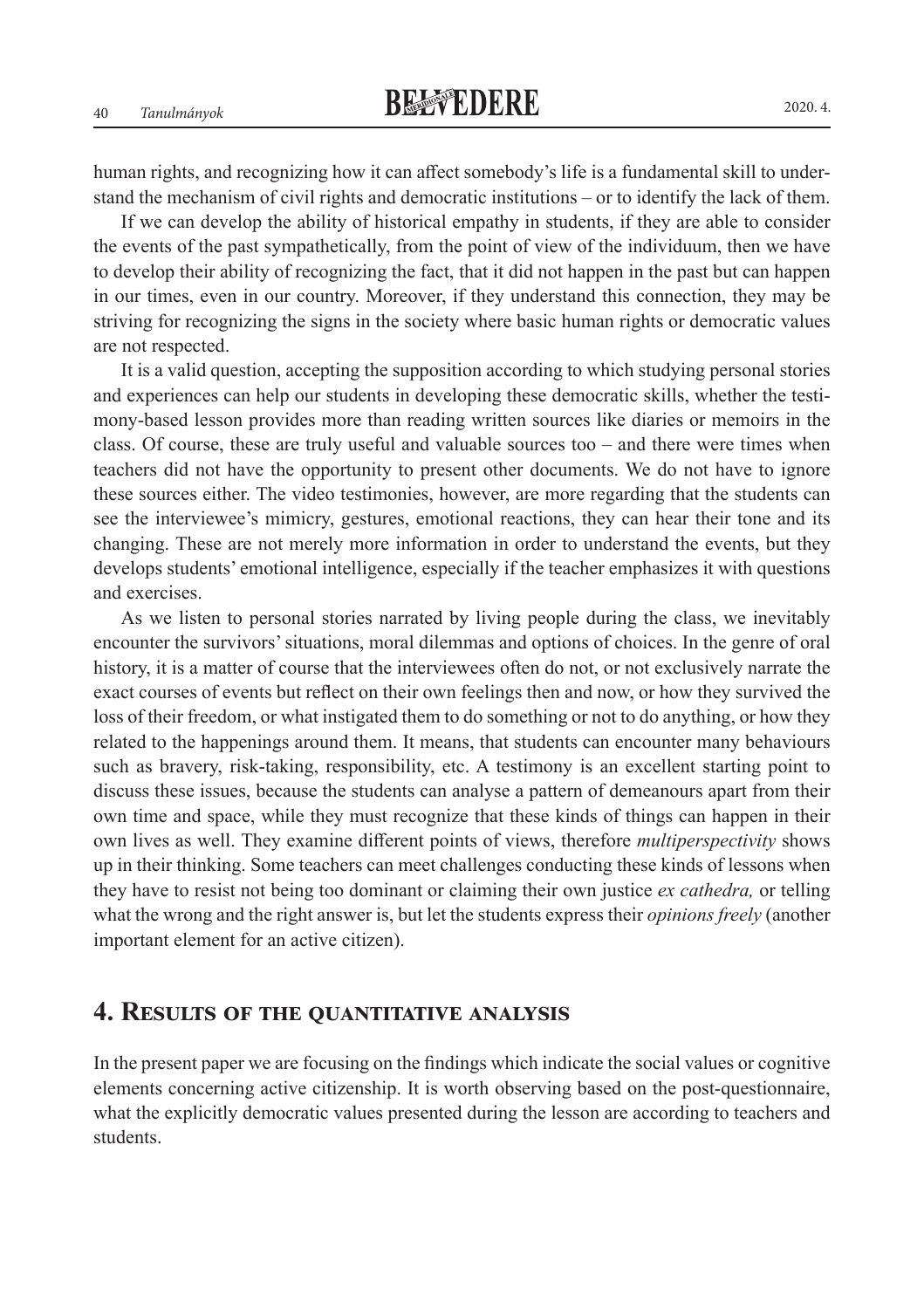human rights, and recognizing how it can affect somebody's life is a fundamental skill to understand the mechanism of civil rights and democratic institutions – or to identify the lack of them.

If we can develop the ability of historical empathy in students, if they are able to consider the events of the past sympathetically, from the point of view of the individuum, then we have to develop their ability of recognizing the fact, that it did not happen in the past but can happen in our times, even in our country. Moreover, if they understand this connection, they may be striving for recognizing the signs in the society where basic human rights or democratic values are not respected.

It is a valid question, accepting the supposition according to which studying personal stories and experiences can help our students in developing these democratic skills, whether the testimony-based lesson provides more than reading written sources like diaries or memoirs in the class. Of course, these are truly useful and valuable sources too – and there were times when teachers did not have the opportunity to present other documents. We do not have to ignore these sources either. The video testimonies, however, are more regarding that the students can see the interviewee's mimicry, gestures, emotional reactions, they can hear their tone and its changing. These are not merely more information in order to understand the events, but they develops students' emotional intelligence, especially if the teacher emphasizes it with questions and exercises.

As we listen to personal stories narrated by living people during the class, we inevitably encounter the survivors' situations, moral dilemmas and options of choices. In the genre of oral history, it is a matter of course that the interviewees often do not, or not exclusively narrate the exact courses of events but reflect on their own feelings then and now, or how they survived the loss of their freedom, or what instigated them to do something or not to do anything, or how they related to the happenings around them. It means, that students can encounter many behaviours such as bravery, risk-taking, responsibility, etc. A testimony is an excellent starting point to discuss these issues, because the students can analyse a pattern of demeanours apart from their own time and space, while they must recognize that these kinds of things can happen in their own lives as well. They examine different points of views, therefore *multiperspectivity* shows up in their thinking. Some teachers can meet challenges conducting these kinds of lessons when they have to resist not being too dominant or claiming their own justice *ex cathedra,* or telling what the wrong and the right answer is, but let the students express their *opinions freely* (another important element for an active citizen).

## 4. Results of the quantitative analysis

In the present paper we are focusing on the findings which indicate the social values or cognitive elements concerning active citizenship. It is worth observing based on the post-questionnaire, what the explicitly democratic values presented during the lesson are according to teachers and students.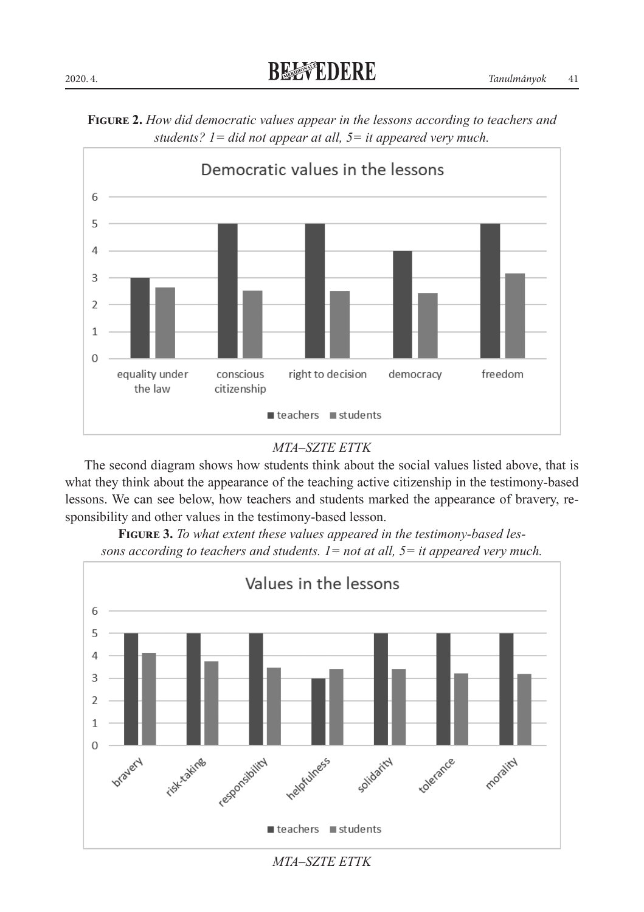**Figure 2.** *How did democratic values appear in the lessons according to teachers and students? 1= did not appear at all, 5= it appeared very much.*

*MTA–SZTE ETTK*

The second diagram shows how students think about the social values listed above, that is what they think about the appearance of the teaching active citizenship in the testimony-based lessons. We can see below, how teachers and students marked the appearance of bravery, responsibility and other values in the testimony-based lesson.

**Figure 3.** *To what extent these values appeared in the testimony-based lessons according to teachers and students. 1= not at all, 5= it appeared very much.*

*MTA–SZTE ETTK*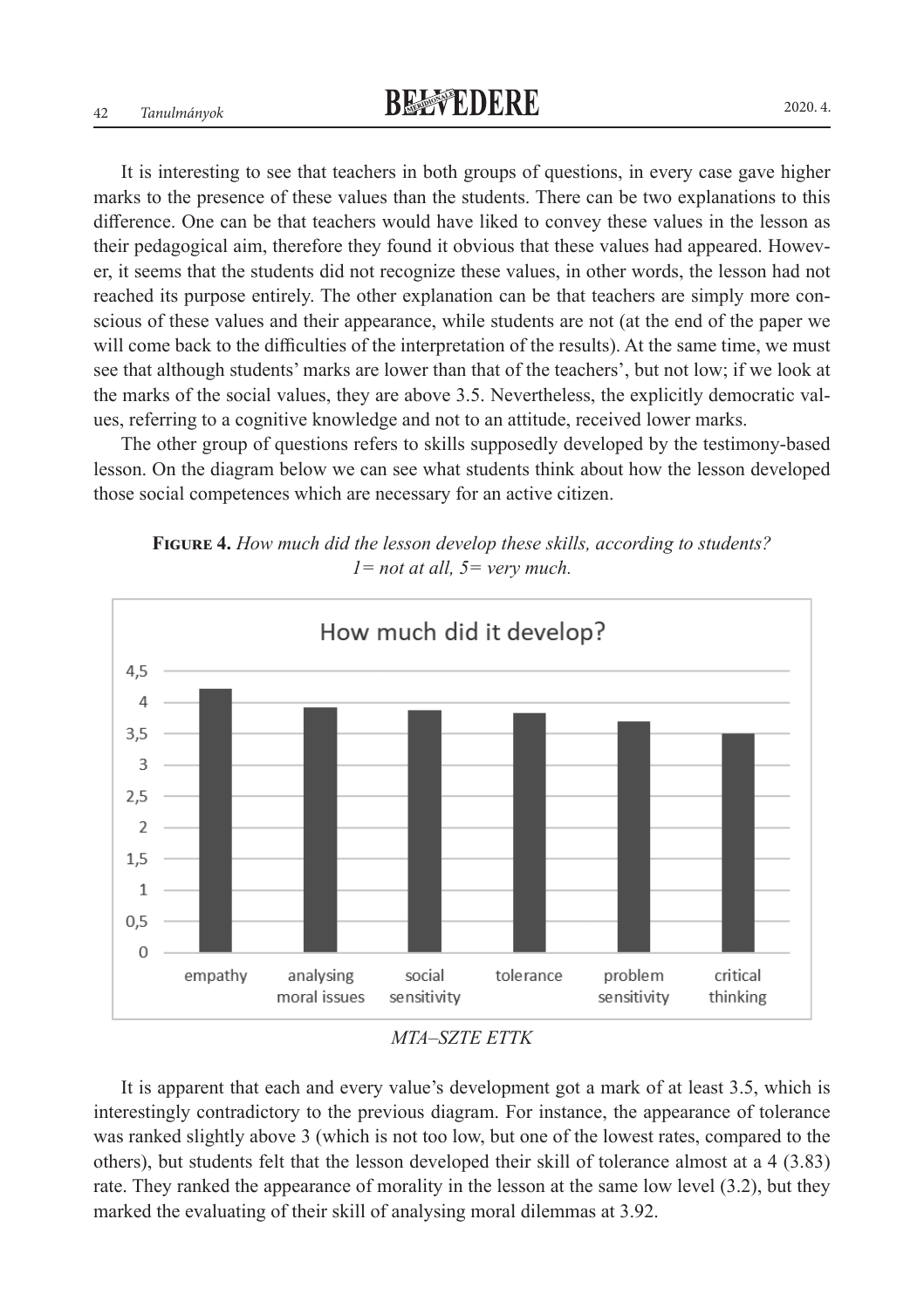It is interesting to see that teachers in both groups of questions, in every case gave higher marks to the presence of these values than the students. There can be two explanations to this difference. One can be that teachers would have liked to convey these values in the lesson as their pedagogical aim, therefore they found it obvious that these values had appeared. However, it seems that the students did not recognize these values, in other words, the lesson had not reached its purpose entirely. The other explanation can be that teachers are simply more conscious of these values and their appearance, while students are not (at the end of the paper we will come back to the difficulties of the interpretation of the results). At the same time, we must see that although students' marks are lower than that of the teachers', but not low; if we look at the marks of the social values, they are above 3.5. Nevertheless, the explicitly democratic values, referring to a cognitive knowledge and not to an attitude, received lower marks.

The other group of questions refers to skills supposedly developed by the testimony-based lesson. On the diagram below we can see what students think about how the lesson developed those social competences which are necessary for an active citizen.

**Figure 4.** *How much did the lesson develop these skills, according to students? 1= not at all, 5= very much.*

How much did it develop?

| Skill | Value (approx.) |
|---|---|
| empathy | 4.2 |
| analysing moral issues | 3.92 |
| social sensitivity | 3.87 |
| tolerance | 3.83 |
| problem sensitivity | 3.7 |
| critical thinking | 3.5 |

*MTA–SZTE ETTK*

It is apparent that each and every value's development got a mark of at least 3.5, which is interestingly contradictory to the previous diagram. For instance, the appearance of tolerance was ranked slightly above 3 (which is not too low, but one of the lowest rates, compared to the others), but students felt that the lesson developed their skill of tolerance almost at a 4 (3.83) rate. They ranked the appearance of morality in the lesson at the same low level (3.2), but they marked the evaluating of their skill of analysing moral dilemmas at 3.92.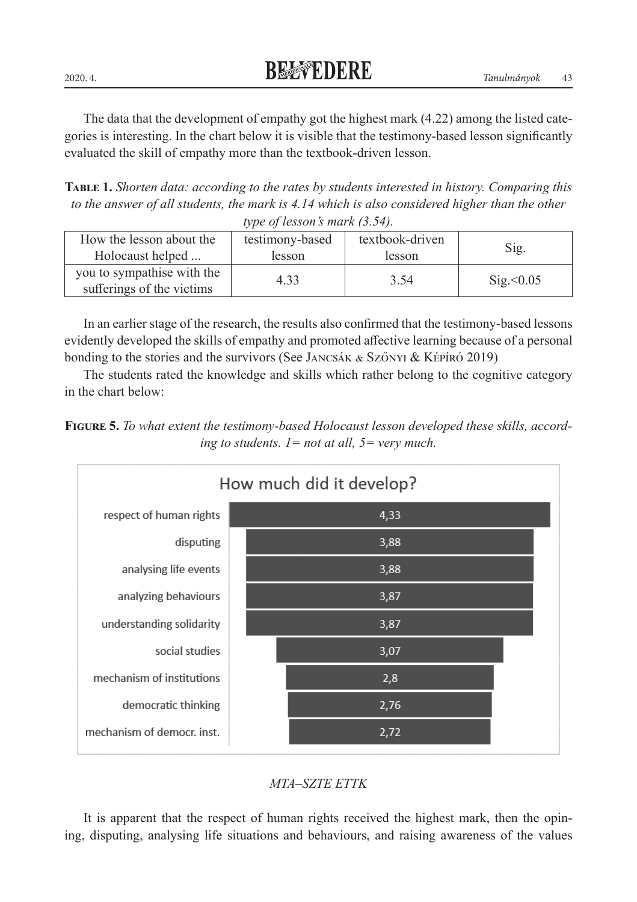The data that the development of empathy got the highest mark (4.22) among the listed categories is interesting. In the chart below it is visible that the testimony-based lesson significantly evaluated the skill of empathy more than the textbook-driven lesson.

**Table 1.** *Shorten data: according to the rates by students interested in history. Comparing this to the answer of all students, the mark is 4.14 which is also considered higher than the other type of lesson's mark (3.54).*

| How the lesson about the Holocaust helped ... | testimony-based lesson | textbook-driven lesson | Sig. |
| --- | --- | --- | --- |
| you to sympathise with the sufferings of the victims | 4.33 | 3.54 | Sig.<0.05 |

In an earlier stage of the research, the results also confirmed that the testimony-based lessons evidently developed the skills of empathy and promoted affective learning because of a personal bonding to the stories and the survivors (See Jancsák & Szőnyi & Képíró 2019)

The students rated the knowledge and skills which rather belong to the cognitive category in the chart below:

**Figure 5.** *To what extent the testimony-based Holocaust lesson developed these skills, according to students. 1= not at all, 5= very much.*

How much did it develop?

| Skill | Mark |
| --- | --- |
| respect of human rights | 4,33 |
| disputing | 3,88 |
| analysing life events | 3,88 |
| analyzing behaviours | 3,87 |
| understanding solidarity | 3,87 |
| social studies | 3,07 |
| mechanism of institutions | 2,8 |
| democratic thinking | 2,76 |
| mechanism of democr. inst. | 2,72 |

*MTA–SZTE ETTK*

It is apparent that the respect of human rights received the highest mark, then the opining, disputing, analysing life situations and behaviours, and raising awareness of the values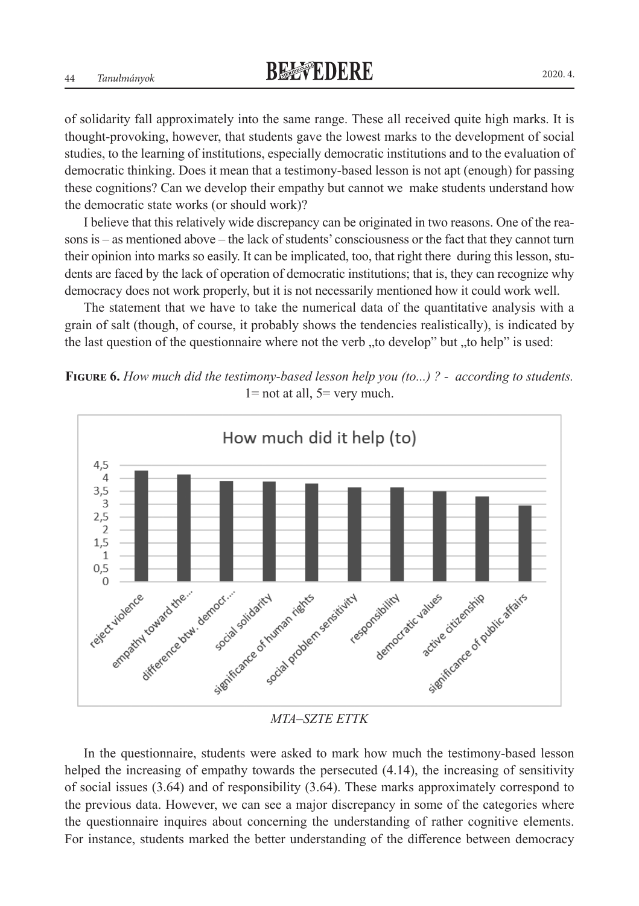of solidarity fall approximately into the same range. These all received quite high marks. It is thought-provoking, however, that students gave the lowest marks to the development of social studies, to the learning of institutions, especially democratic institutions and to the evaluation of democratic thinking. Does it mean that a testimony-based lesson is not apt (enough) for passing these cognitions? Can we develop their empathy but cannot we make students understand how the democratic state works (or should work)?

I believe that this relatively wide discrepancy can be originated in two reasons. One of the reasons is – as mentioned above – the lack of students' consciousness or the fact that they cannot turn their opinion into marks so easily. It can be implicated, too, that right there during this lesson, students are faced by the lack of operation of democratic institutions; that is, they can recognize why democracy does not work properly, but it is not necessarily mentioned how it could work well.

The statement that we have to take the numerical data of the quantitative analysis with a grain of salt (though, of course, it probably shows the tendencies realistically), is indicated by the last question of the questionnaire where not the verb „to develop" but „to help" is used:

**Figure 6.** *How much did the testimony-based lesson help you (to...) ? - according to students.* 1= not at all, 5= very much.

How much did it help (to)

| Category | Value (approx.) |
|---|---|
| reject violence | 4.3 |
| empathy toward the... | 4.14 |
| difference btw. democr.... | 3.9 |
| social solidarity | 3.9 |
| significance of human rights | 3.8 |
| social problem sensitivity | 3.64 |
| responsibility | 3.64 |
| democratic values | 3.5 |
| active citizenship | 3.3 |
| significance of public affairs | 2.95 |

*MTA–SZTE ETTK*

In the questionnaire, students were asked to mark how much the testimony-based lesson helped the increasing of empathy towards the persecuted (4.14), the increasing of sensitivity of social issues (3.64) and of responsibility (3.64). These marks approximately correspond to the previous data. However, we can see a major discrepancy in some of the categories where the questionnaire inquires about concerning the understanding of rather cognitive elements. For instance, students marked the better understanding of the difference between democracy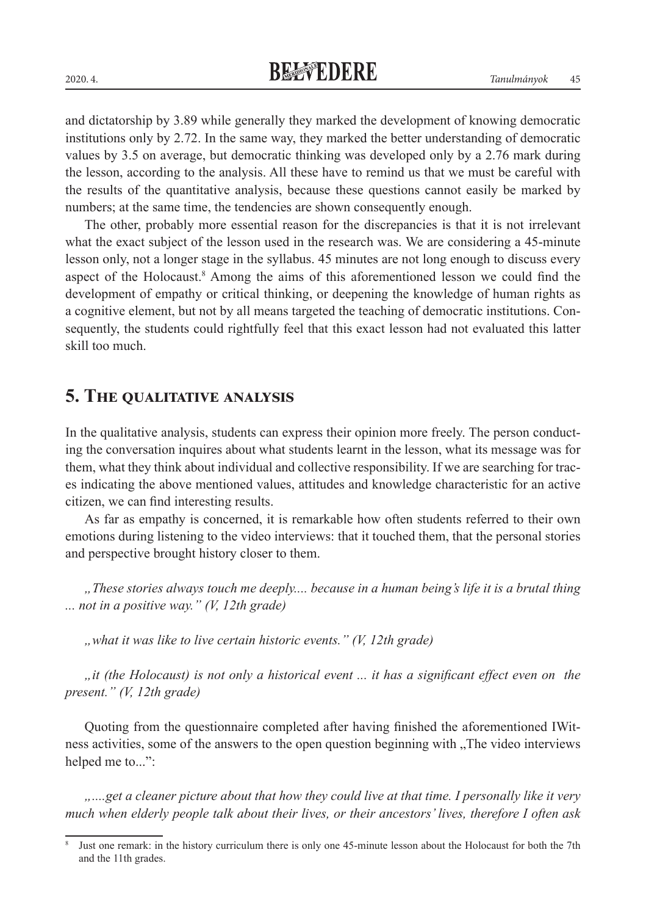and dictatorship by 3.89 while generally they marked the development of knowing democratic institutions only by 2.72. In the same way, they marked the better understanding of democratic values by 3.5 on average, but democratic thinking was developed only by a 2.76 mark during the lesson, according to the analysis. All these have to remind us that we must be careful with the results of the quantitative analysis, because these questions cannot easily be marked by numbers; at the same time, the tendencies are shown consequently enough.

The other, probably more essential reason for the discrepancies is that it is not irrelevant what the exact subject of the lesson used in the research was. We are considering a 45-minute lesson only, not a longer stage in the syllabus. 45 minutes are not long enough to discuss every aspect of the Holocaust.[8] Among the aims of this aforementioned lesson we could find the development of empathy or critical thinking, or deepening the knowledge of human rights as a cognitive element, but not by all means targeted the teaching of democratic institutions. Consequently, the students could rightfully feel that this exact lesson had not evaluated this latter skill too much.

## 5. The qualitative analysis

In the qualitative analysis, students can express their opinion more freely. The person conducting the conversation inquires about what students learnt in the lesson, what its message was for them, what they think about individual and collective responsibility. If we are searching for traces indicating the above mentioned values, attitudes and knowledge characteristic for an active citizen, we can find interesting results.

As far as empathy is concerned, it is remarkable how often students referred to their own emotions during listening to the video interviews: that it touched them, that the personal stories and perspective brought history closer to them.

*„These stories always touch me deeply.... because in a human being's life it is a brutal thing ... not in a positive way." (V, 12th grade)*

*„what it was like to live certain historic events." (V, 12th grade)*

*„it (the Holocaust) is not only a historical event ... it has a significant effect even on the present." (V, 12th grade)*

Quoting from the questionnaire completed after having finished the aforementioned IWitness activities, some of the answers to the open question beginning with „The video interviews helped me to...":

*„....get a cleaner picture about that how they could live at that time. I personally like it very much when elderly people talk about their lives, or their ancestors' lives, therefore I often ask*

[8] Just one remark: in the history curriculum there is only one 45-minute lesson about the Holocaust for both the 7th and the 11th grades.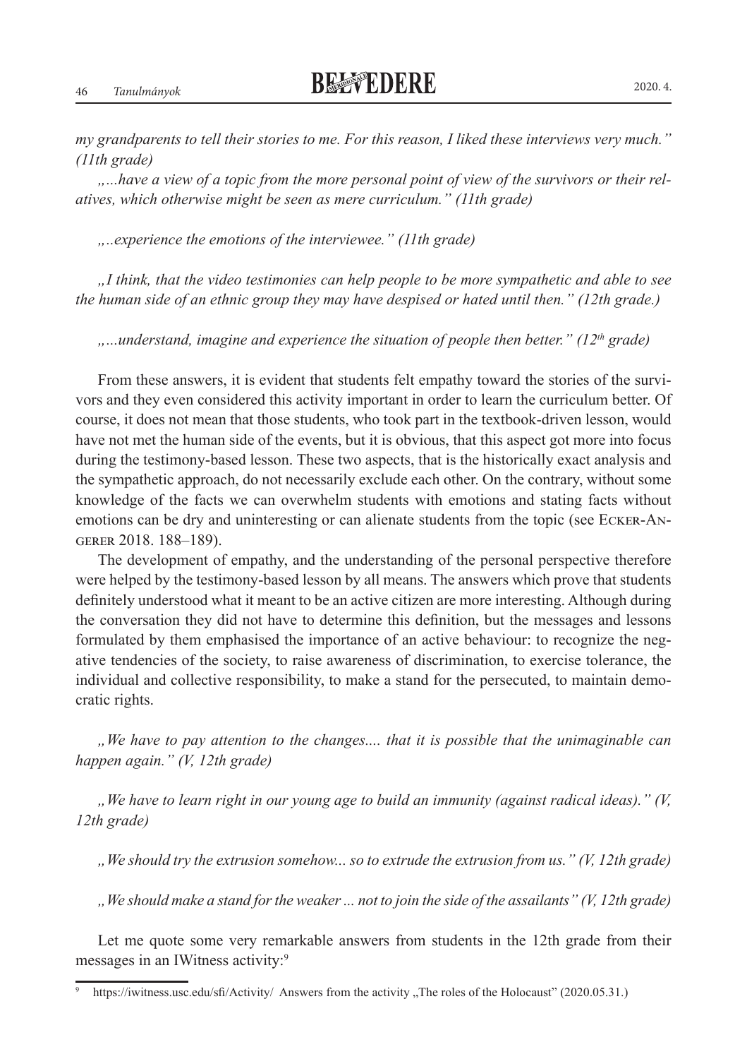*my grandparents to tell their stories to me. For this reason, I liked these interviews very much." (11th grade)*

*„...have a view of a topic from the more personal point of view of the survivors or their relatives, which otherwise might be seen as mere curriculum." (11th grade)*

*„..experience the emotions of the interviewee." (11th grade)*

*„I think, that the video testimonies can help people to be more sympathetic and able to see the human side of an ethnic group they may have despised or hated until then." (12th grade.)*

*„...understand, imagine and experience the situation of people then better." (12th grade)*

From these answers, it is evident that students felt empathy toward the stories of the survivors and they even considered this activity important in order to learn the curriculum better. Of course, it does not mean that those students, who took part in the textbook-driven lesson, would have not met the human side of the events, but it is obvious, that this aspect got more into focus during the testimony-based lesson. These two aspects, that is the historically exact analysis and the sympathetic approach, do not necessarily exclude each other. On the contrary, without some knowledge of the facts we can overwhelm students with emotions and stating facts without emotions can be dry and uninteresting or can alienate students from the topic (see Ecker-Angerer 2018. 188–189).

The development of empathy, and the understanding of the personal perspective therefore were helped by the testimony-based lesson by all means. The answers which prove that students definitely understood what it meant to be an active citizen are more interesting. Although during the conversation they did not have to determine this definition, but the messages and lessons formulated by them emphasised the importance of an active behaviour: to recognize the negative tendencies of the society, to raise awareness of discrimination, to exercise tolerance, the individual and collective responsibility, to make a stand for the persecuted, to maintain democratic rights.

*„We have to pay attention to the changes.... that it is possible that the unimaginable can happen again." (V, 12th grade)*

*„We have to learn right in our young age to build an immunity (against radical ideas)." (V, 12th grade)*

*„We should try the extrusion somehow... so to extrude the extrusion from us." (V, 12th grade)*

*„We should make a stand for the weaker ... not to join the side of the assailants" (V, 12th grade)*

Let me quote some very remarkable answers from students in the 12th grade from their messages in an IWitness activity:[9]

[9] https://iwitness.usc.edu/sfi/Activity/ Answers from the activity „The roles of the Holocaust" (2020.05.31.)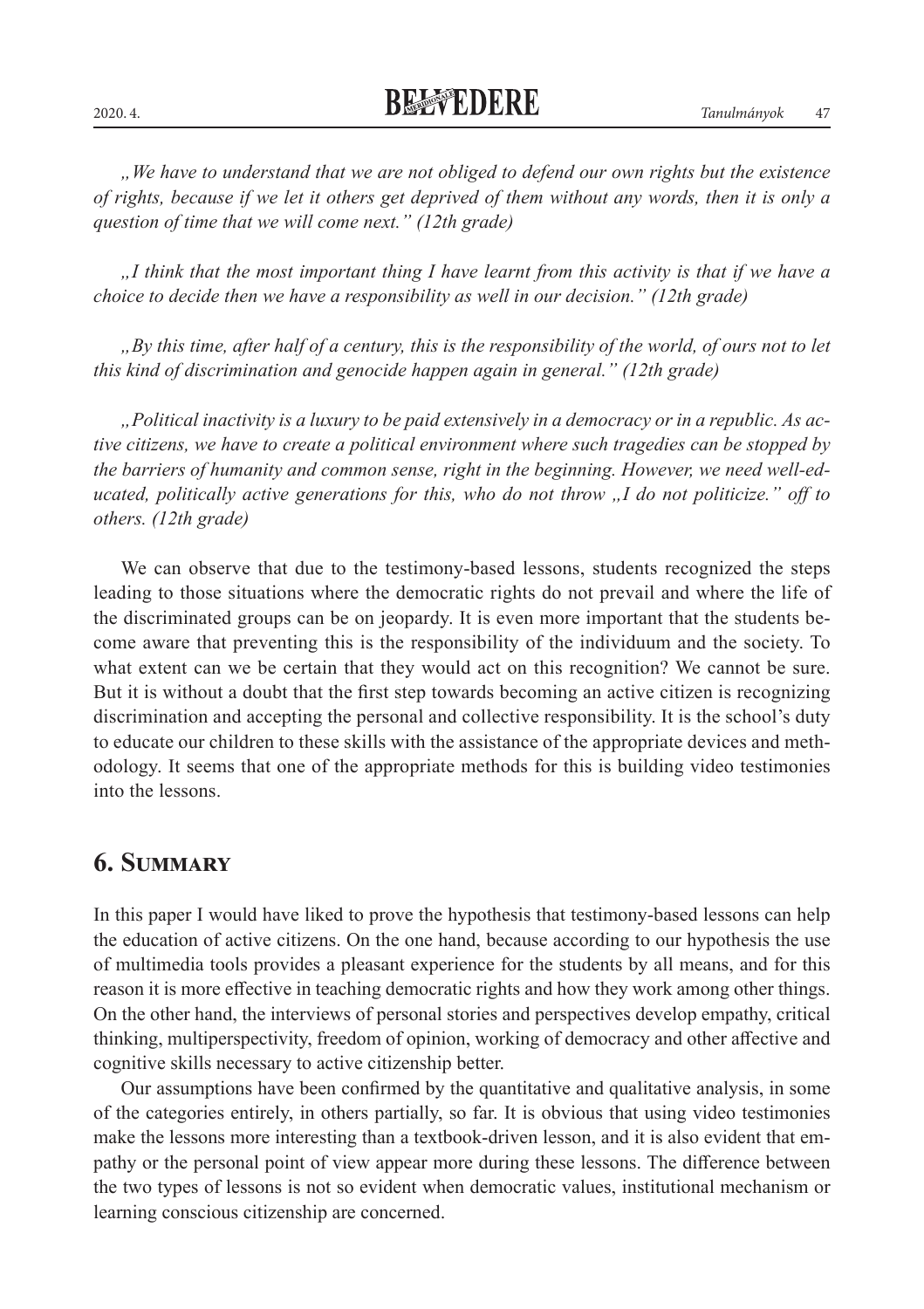*„We have to understand that we are not obliged to defend our own rights but the existence of rights, because if we let it others get deprived of them without any words, then it is only a question of time that we will come next." (12th grade)*

*„I think that the most important thing I have learnt from this activity is that if we have a choice to decide then we have a responsibility as well in our decision." (12th grade)*

*„By this time, after half of a century, this is the responsibility of the world, of ours not to let this kind of discrimination and genocide happen again in general." (12th grade)*

*„Political inactivity is a luxury to be paid extensively in a democracy or in a republic. As active citizens, we have to create a political environment where such tragedies can be stopped by the barriers of humanity and common sense, right in the beginning. However, we need well-educated, politically active generations for this, who do not throw „I do not politicize." off to others. (12th grade)*

We can observe that due to the testimony-based lessons, students recognized the steps leading to those situations where the democratic rights do not prevail and where the life of the discriminated groups can be on jeopardy. It is even more important that the students become aware that preventing this is the responsibility of the individuum and the society. To what extent can we be certain that they would act on this recognition? We cannot be sure. But it is without a doubt that the first step towards becoming an active citizen is recognizing discrimination and accepting the personal and collective responsibility. It is the school's duty to educate our children to these skills with the assistance of the appropriate devices and methodology. It seems that one of the appropriate methods for this is building video testimonies into the lessons.

## 6. Summary

In this paper I would have liked to prove the hypothesis that testimony-based lessons can help the education of active citizens. On the one hand, because according to our hypothesis the use of multimedia tools provides a pleasant experience for the students by all means, and for this reason it is more effective in teaching democratic rights and how they work among other things. On the other hand, the interviews of personal stories and perspectives develop empathy, critical thinking, multiperspectivity, freedom of opinion, working of democracy and other affective and cognitive skills necessary to active citizenship better.

Our assumptions have been confirmed by the quantitative and qualitative analysis, in some of the categories entirely, in others partially, so far. It is obvious that using video testimonies make the lessons more interesting than a textbook-driven lesson, and it is also evident that empathy or the personal point of view appear more during these lessons. The difference between the two types of lessons is not so evident when democratic values, institutional mechanism or learning conscious citizenship are concerned.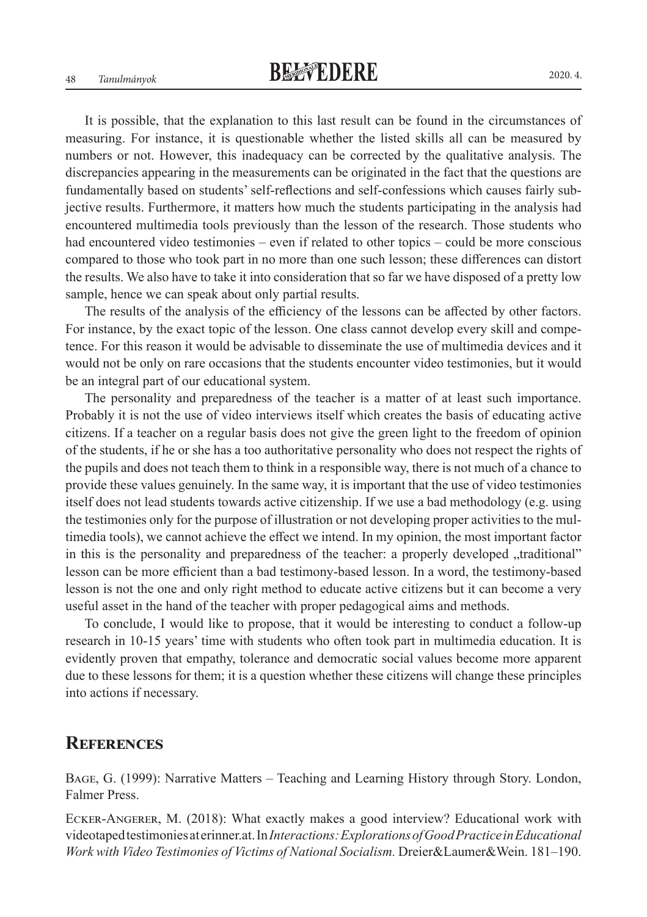It is possible, that the explanation to this last result can be found in the circumstances of measuring. For instance, it is questionable whether the listed skills all can be measured by numbers or not. However, this inadequacy can be corrected by the qualitative analysis. The discrepancies appearing in the measurements can be originated in the fact that the questions are fundamentally based on students' self-reflections and self-confessions which causes fairly subjective results. Furthermore, it matters how much the students participating in the analysis had encountered multimedia tools previously than the lesson of the research. Those students who had encountered video testimonies – even if related to other topics – could be more conscious compared to those who took part in no more than one such lesson; these differences can distort the results. We also have to take it into consideration that so far we have disposed of a pretty low sample, hence we can speak about only partial results.

The results of the analysis of the efficiency of the lessons can be affected by other factors. For instance, by the exact topic of the lesson. One class cannot develop every skill and competence. For this reason it would be advisable to disseminate the use of multimedia devices and it would not be only on rare occasions that the students encounter video testimonies, but it would be an integral part of our educational system.

The personality and preparedness of the teacher is a matter of at least such importance. Probably it is not the use of video interviews itself which creates the basis of educating active citizens. If a teacher on a regular basis does not give the green light to the freedom of opinion of the students, if he or she has a too authoritative personality who does not respect the rights of the pupils and does not teach them to think in a responsible way, there is not much of a chance to provide these values genuinely. In the same way, it is important that the use of video testimonies itself does not lead students towards active citizenship. If we use a bad methodology (e.g. using the testimonies only for the purpose of illustration or not developing proper activities to the multimedia tools), we cannot achieve the effect we intend. In my opinion, the most important factor in this is the personality and preparedness of the teacher: a properly developed „traditional" lesson can be more efficient than a bad testimony-based lesson. In a word, the testimony-based lesson is not the one and only right method to educate active citizens but it can become a very useful asset in the hand of the teacher with proper pedagogical aims and methods.

To conclude, I would like to propose, that it would be interesting to conduct a follow-up research in 10-15 years' time with students who often took part in multimedia education. It is evidently proven that empathy, tolerance and democratic social values become more apparent due to these lessons for them; it is a question whether these citizens will change these principles into actions if necessary.

## References

Bage, G. (1999): Narrative Matters – Teaching and Learning History through Story. London, Falmer Press.

Ecker-Angerer, M. (2018): What exactly makes a good interview? Educational work with videotaped testimonies at erinner.at. In *Interactions: Explorations of Good Practice in Educational Work with Video Testimonies of Victims of National Socialism.* Dreier&Laumer&Wein. 181–190.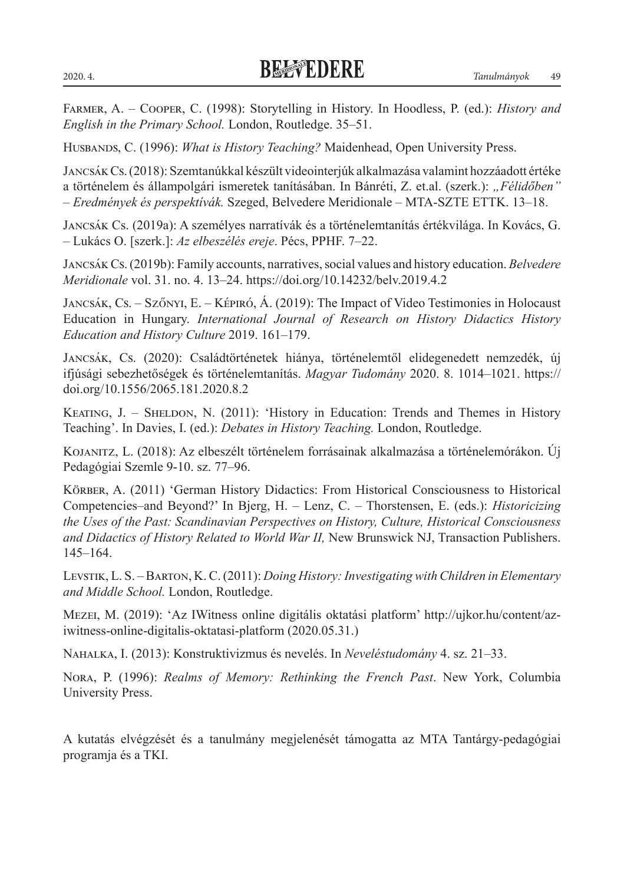Farmer, A. – Cooper, C. (1998): Storytelling in History. In Hoodless, P. (ed.): *History and English in the Primary School.* London, Routledge. 35–51.

Husbands, C. (1996): *What is History Teaching?* Maidenhead, Open University Press.

Jancsák Cs. (2018): Szemtanúkkal készült videointerjúk alkalmazása valamint hozzáadott értéke a történelem és állampolgári ismeretek tanításában. In Bánréti, Z. et.al. (szerk.): *„Félidőben" – Eredmények és perspektívák.* Szeged, Belvedere Meridionale – MTA-SZTE ETTK. 13–18.

Jancsák Cs. (2019a): A személyes narratívák és a történelemtanítás értékvilága. In Kovács, G. – Lukács O. [szerk.]: *Az elbeszélés ereje*. Pécs, PPHF. 7–22.

Jancsák Cs. (2019b): Family accounts, narratives, social values and history education. *Belvedere Meridionale* vol. 31. no. 4. 13–24. https://doi.org/10.14232/belv.2019.4.2

Jancsák, Cs. – Szőnyi, E. – Képiró, Á. (2019): The Impact of Video Testimonies in Holocaust Education in Hungary. *International Journal of Research on History Didactics History Education and History Culture* 2019. 161–179.

Jancsák, Cs. (2020): Családtörténetek hiánya, történelemtől elidegenedett nemzedék, új ifjúsági sebezhetőségek és történelemtanítás. *Magyar Tudomány* 2020. 8. 1014–1021. https://doi.org/10.1556/2065.181.2020.8.2

Keating, J. – Sheldon, N. (2011): 'History in Education: Trends and Themes in History Teaching'. In Davies, I. (ed.): *Debates in History Teaching.* London, Routledge.

Kojanitz, L. (2018): Az elbeszélt történelem forrásainak alkalmazása a történelemórákon. Új Pedagógiai Szemle 9-10. sz. 77–96.

Körber, A. (2011) 'German History Didactics: From Historical Consciousness to Historical Competencies–and Beyond?' In Bjerg, H. – Lenz, C. – Thorstensen, E. (eds.): *Historicizing the Uses of the Past: Scandinavian Perspectives on History, Culture, Historical Consciousness and Didactics of History Related to World War II,* New Brunswick NJ, Transaction Publishers. 145–164.

Levstik, L. S. – Barton, K. C. (2011): *Doing History: Investigating with Children in Elementary and Middle School.* London, Routledge.

Mezei, M. (2019): 'Az IWitness online digitális oktatási platform' http://ujkor.hu/content/az-iwitness-online-digitalis-oktatasi-platform (2020.05.31.)

Nahalka, I. (2013): Konstruktivizmus és nevelés. In *Neveléstudomány* 4. sz. 21–33.

Nora, P. (1996): *Realms of Memory: Rethinking the French Past*. New York, Columbia University Press.

A kutatás elvégzését és a tanulmány megjelenését támogatta az MTA Tantárgy-pedagógiai programja és a TKI.